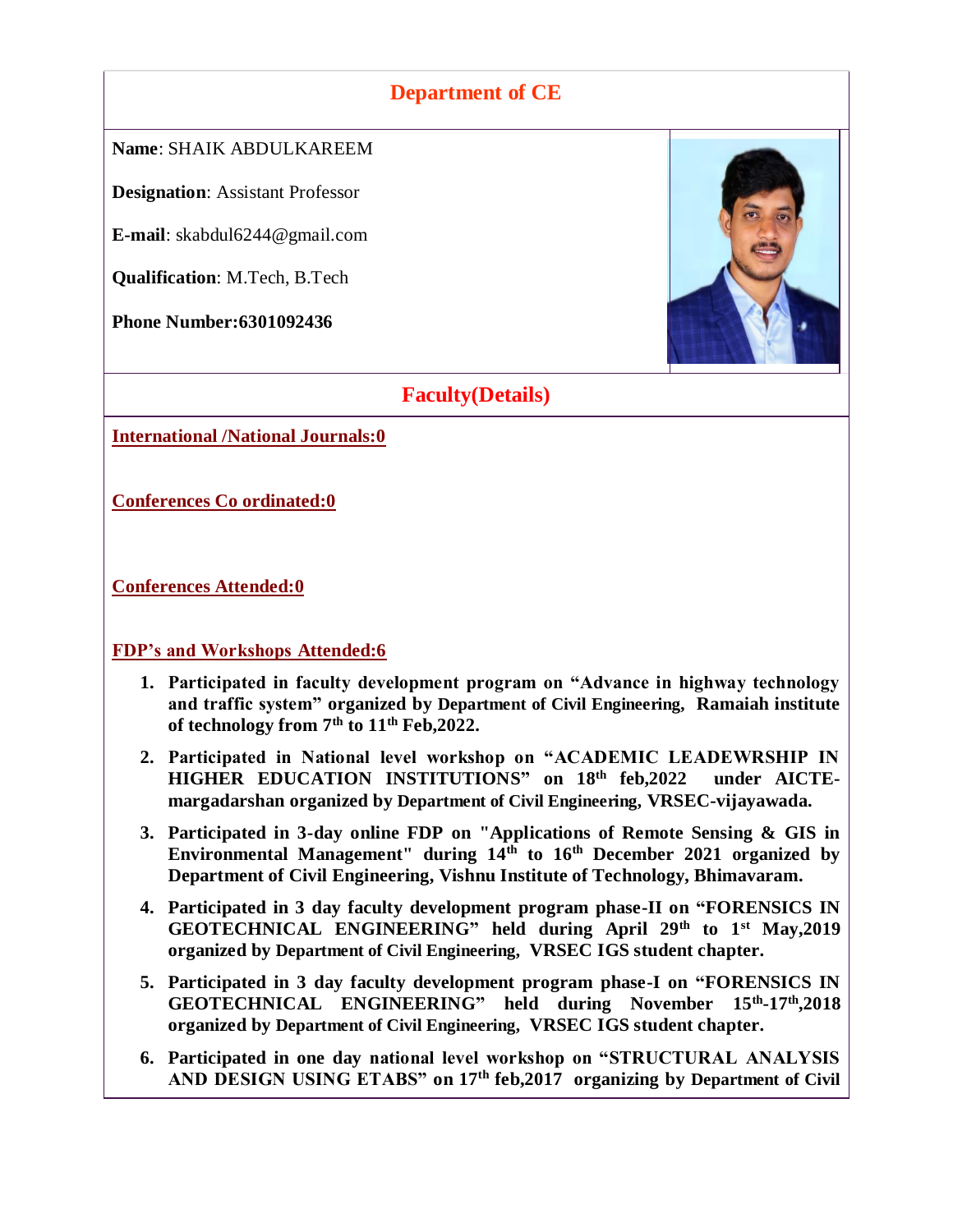## Department of CE

**Name**: SHAIK ABDULKAREEM

**Designation**: Assistant Professor

**E-mail**: skabdul6244@gmail.com

**Qualification**: M.Tech, B.Tech

**Phone Number:6301092436**

## Faculty(Details)

**International /National Journals:0**

**Conferences Co ordinated:0**

**Conferences Attended:0**

**FDP's and Workshops Attended:6**

1. **Participated in faculty development program on "Advance in highway technology and traffic system" organized by Department of Civil Engineering, Ramaiah institute of technology from 7th to 11th Feb,2022.**
2. **Participated in National level workshop on "ACADEMIC LEADEWRSHIP IN HIGHER EDUCATION INSTITUTIONS" on 18th feb,2022 under AICTE-margadarshan organized by Department of Civil Engineering, VRSEC-vijayawada.**
3. **Participated in 3-day online FDP on "Applications of Remote Sensing & GIS in Environmental Management" during 14th to 16th December 2021 organized by Department of Civil Engineering, Vishnu Institute of Technology, Bhimavaram.**
4. **Participated in 3 day faculty development program phase-II on "FORENSICS IN GEOTECHNICAL ENGINEERING" held during April 29th to 1st May,2019 organized by Department of Civil Engineering, VRSEC IGS student chapter.**
5. **Participated in 3 day faculty development program phase-I on "FORENSICS IN GEOTECHNICAL ENGINEERING" held during November 15th-17th,2018 organized by Department of Civil Engineering, VRSEC IGS student chapter.**
6. **Participated in one day national level workshop on "STRUCTURAL ANALYSIS AND DESIGN USING ETABS" on 17th feb,2017 organizing by Department of Civil**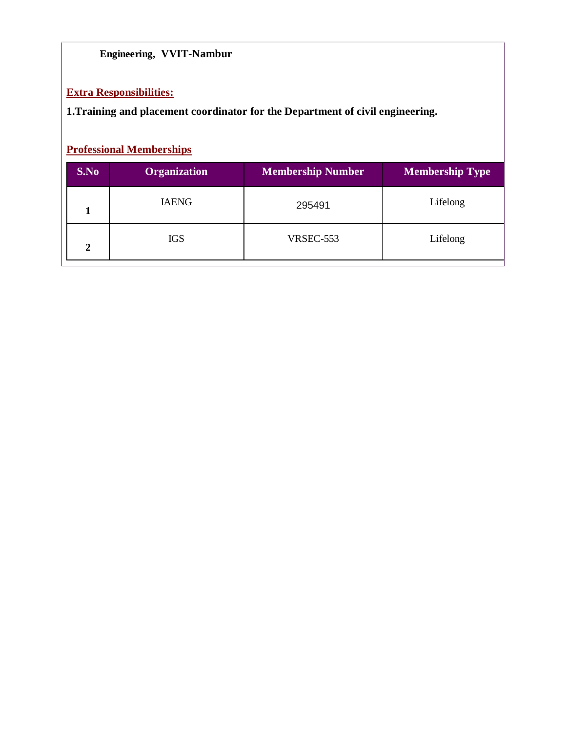**Engineering, VVIT-Nambur**

## Extra Responsibilities:

**1.Training and placement coordinator for the Department of civil engineering.**

## Professional Memberships

| S.No | Organization | Membership Number | Membership Type |
|---|---|---|---|
| **1** | IAENG | 295491 | Lifelong |
| **2** | IGS | VRSEC-553 | Lifelong |